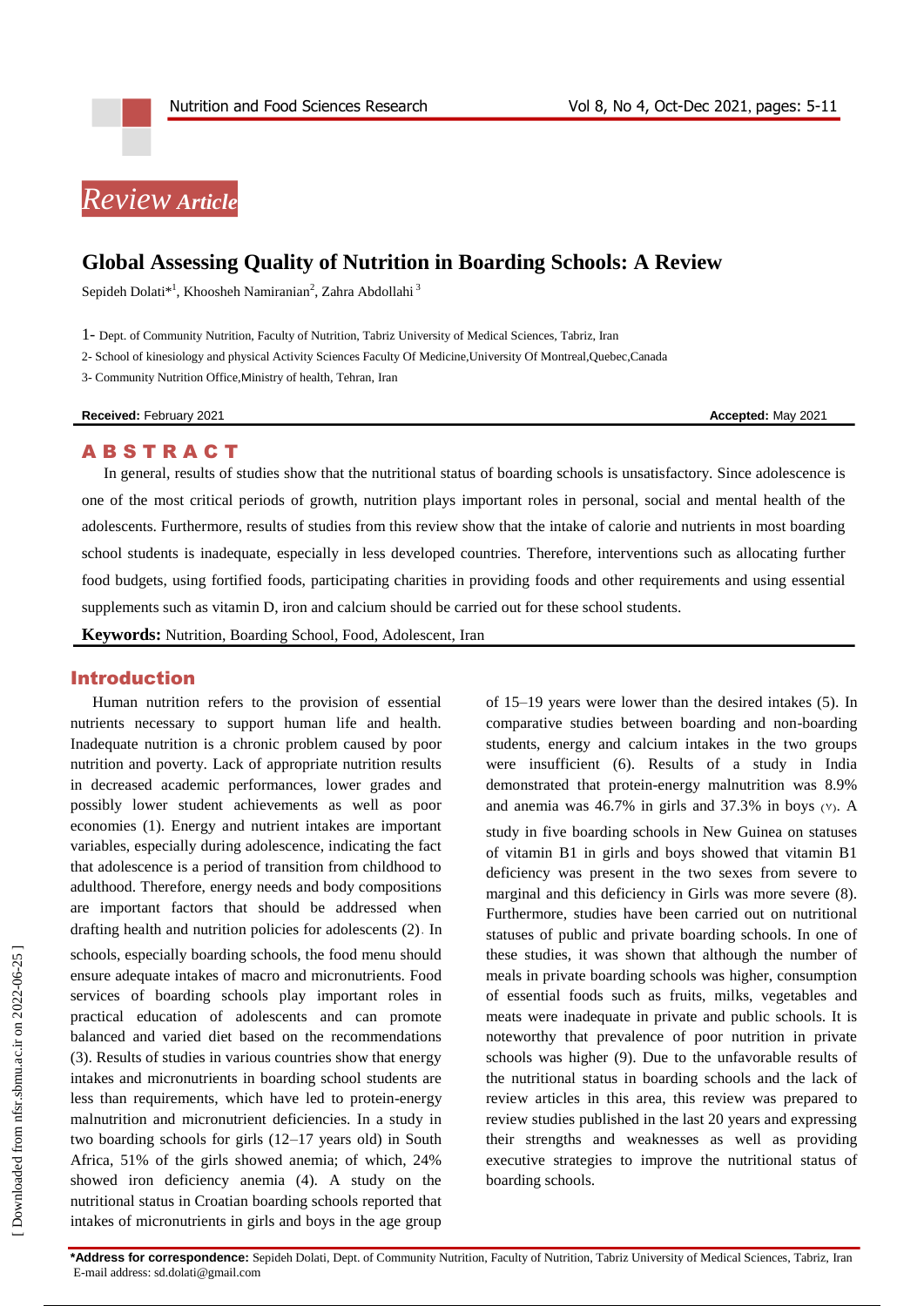*Review Article*

# Global Assessing Quality of Nutrition in Boarding Schools: A Review

Sepideh Dolati*[1], Khoosheh Namiranian[2], Zahra Abdollahi[3]

1- Dept. of Community Nutrition, Faculty of Nutrition, Tabriz University of Medical Sciences, Tabriz, Iran

2- School of kinesiology and physical Activity Sciences Faculty Of Medicine,University Of Montreal,Quebec,Canada

3- Community Nutrition Office,Ministry of health, Tehran, Iran

**Received:** February 2021 **Accepted:** May 2021

## ABSTRACT

In general, results of studies show that the nutritional status of boarding schools is unsatisfactory. Since adolescence is one of the most critical periods of growth, nutrition plays important roles in personal, social and mental health of the adolescents. Furthermore, results of studies from this review show that the intake of calorie and nutrients in most boarding school students is inadequate, especially in less developed countries. Therefore, interventions such as allocating further food budgets, using fortified foods, participating charities in providing foods and other requirements and using essential supplements such as vitamin D, iron and calcium should be carried out for these school students.

**Keywords:** Nutrition, Boarding School, Food, Adolescent, Iran

## Introduction

Human nutrition refers to the provision of essential nutrients necessary to support human life and health. Inadequate nutrition is a chronic problem caused by poor nutrition and poverty. Lack of appropriate nutrition results in decreased academic performances, lower grades and possibly lower student achievements as well as poor economies (1). Energy and nutrient intakes are important variables, especially during adolescence, indicating the fact that adolescence is a period of transition from childhood to adulthood. Therefore, energy needs and body compositions are important factors that should be addressed when drafting health and nutrition policies for adolescents (2). In schools, especially boarding schools, the food menu should ensure adequate intakes of macro and micronutrients. Food services of boarding schools play important roles in practical education of adolescents and can promote balanced and varied diet based on the recommendations (3). Results of studies in various countries show that energy intakes and micronutrients in boarding school students are less than requirements, which have led to protein-energy malnutrition and micronutrient deficiencies. In a study in two boarding schools for girls (12–17 years old) in South Africa, 51% of the girls showed anemia; of which, 24% showed iron deficiency anemia (4). A study on the nutritional status in Croatian boarding schools reported that intakes of micronutrients in girls and boys in the age group of 15–19 years were lower than the desired intakes (5). In comparative studies between boarding and non-boarding students, energy and calcium intakes in the two groups were insufficient (6). Results of a study in India demonstrated that protein-energy malnutrition was 8.9% and anemia was 46.7% in girls and 37.3% in boys (٧). A study in five boarding schools in New Guinea on statuses of vitamin B1 in girls and boys showed that vitamin B1 deficiency was present in the two sexes from severe to marginal and this deficiency in Girls was more severe (8). Furthermore, studies have been carried out on nutritional statuses of public and private boarding schools. In one of these studies, it was shown that although the number of meals in private boarding schools was higher, consumption of essential foods such as fruits, milks, vegetables and meats were inadequate in private and public schools. It is noteworthy that prevalence of poor nutrition in private schools was higher (9). Due to the unfavorable results of the nutritional status in boarding schools and the lack of review articles in this area, this review was prepared to review studies published in the last 20 years and expressing their strengths and weaknesses as well as providing executive strategies to improve the nutritional status of boarding schools.

**\*Address for correspondence:** Sepideh Dolati, Dept. of Community Nutrition, Faculty of Nutrition, Tabriz University of Medical Sciences, Tabriz, Iran
E-mail address: sd.dolati@gmail.com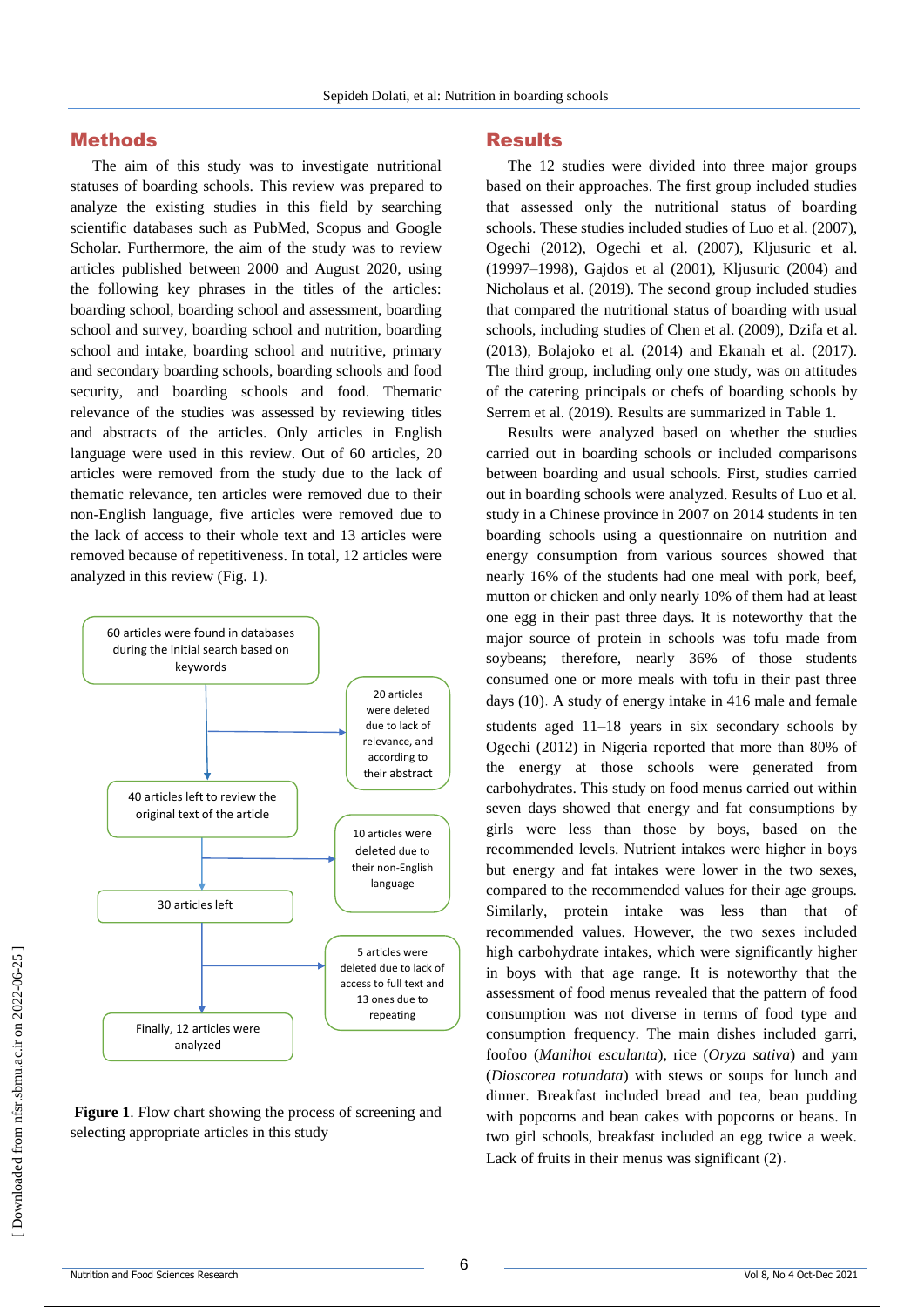## Methods

The aim of this study was to investigate nutritional statuses of boarding schools. This review was prepared to analyze the existing studies in this field by searching scientific databases such as PubMed, Scopus and Google Scholar. Furthermore, the aim of the study was to review articles published between 2000 and August 2020, using the following key phrases in the titles of the articles: boarding school, boarding school and assessment, boarding school and survey, boarding school and nutrition, boarding school and intake, boarding school and nutritive, primary and secondary boarding schools, boarding schools and food security, and boarding schools and food. Thematic relevance of the studies was assessed by reviewing titles and abstracts of the articles. Only articles in English language were used in this review. Out of 60 articles, 20 articles were removed from the study due to the lack of thematic relevance, ten articles were removed due to their non-English language, five articles were removed due to the lack of access to their whole text and 13 articles were removed because of repetitiveness. In total, 12 articles were analyzed in this review (Fig. 1).

60 articles were found in databases during the initial search based on keywords

→ 20 articles were deleted due to lack of relevance, and according to their abstract

40 articles left to review the original text of the article

→ 10 articles were deleted due to their non-English language

30 articles left

→ 5 articles were deleted due to lack of access to full text and 13 ones due to repeating

Finally, 12 articles were analyzed

**Figure 1**. Flow chart showing the process of screening and selecting appropriate articles in this study

## Results

The 12 studies were divided into three major groups based on their approaches. The first group included studies that assessed only the nutritional status of boarding schools. These studies included studies of Luo et al. (2007), Ogechi (2012), Ogechi et al. (2007), Kljusuric et al. (19997–1998), Gajdos et al (2001), Kljusuric (2004) and Nicholaus et al. (2019). The second group included studies that compared the nutritional status of boarding with usual schools, including studies of Chen et al. (2009), Dzifa et al. (2013), Bolajoko et al. (2014) and Ekanah et al. (2017). The third group, including only one study, was on attitudes of the catering principals or chefs of boarding schools by Serrem et al. (2019). Results are summarized in Table 1.

Results were analyzed based on whether the studies carried out in boarding schools or included comparisons between boarding and usual schools. First, studies carried out in boarding schools were analyzed. Results of Luo et al. study in a Chinese province in 2007 on 2014 students in ten boarding schools using a questionnaire on nutrition and energy consumption from various sources showed that nearly 16% of the students had one meal with pork, beef, mutton or chicken and only nearly 10% of them had at least one egg in their past three days. It is noteworthy that the major source of protein in schools was tofu made from soybeans; therefore, nearly 36% of those students consumed one or more meals with tofu in their past three days (10). A study of energy intake in 416 male and female students aged 11–18 years in six secondary schools by Ogechi (2012) in Nigeria reported that more than 80% of the energy at those schools were generated from carbohydrates. This study on food menus carried out within seven days showed that energy and fat consumptions by girls were less than those by boys, based on the recommended levels. Nutrient intakes were higher in boys but energy and fat intakes were lower in the two sexes, compared to the recommended values for their age groups. Similarly, protein intake was less than that of recommended values. However, the two sexes included high carbohydrate intakes, which were significantly higher in boys with that age range. It is noteworthy that the assessment of food menus revealed that the pattern of food consumption was not diverse in terms of food type and consumption frequency. The main dishes included garri, foofoo (*Manihot esculanta*), rice (*Oryza sativa*) and yam (*Dioscorea rotundata*) with stews or soups for lunch and dinner. Breakfast included bread and tea, bean pudding with popcorns and bean cakes with popcorns or beans. In two girl schools, breakfast included an egg twice a week. Lack of fruits in their menus was significant (2).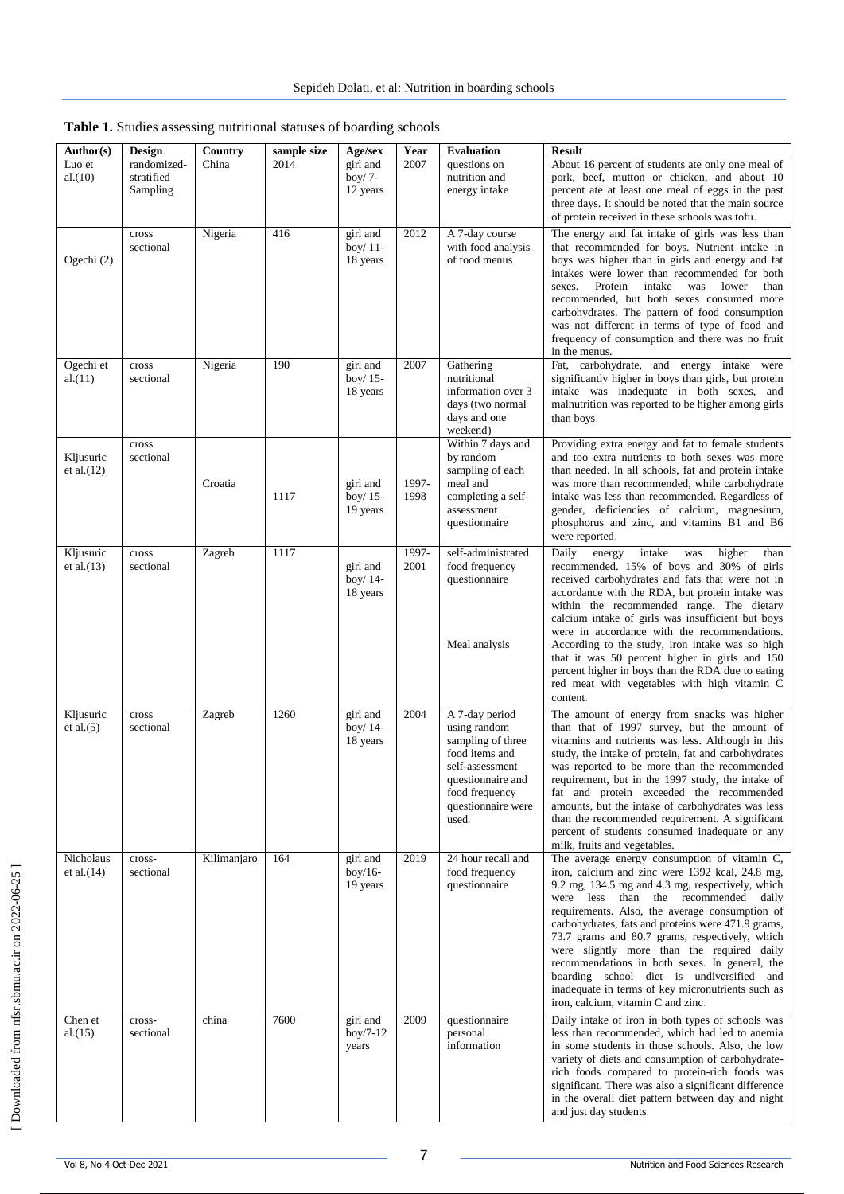**Table 1.** Studies assessing nutritional statuses of boarding schools

| Author(s) | Design | Country | sample size | Age/sex | Year | Evaluation | Result |
|---|---|---|---|---|---|---|---|
| Luo et al.(10) | randomized-stratified Sampling | China | 2014 | girl and boy/ 7-12 years | 2007 | questions on nutrition and energy intake | About 16 percent of students ate only one meal of pork, beef, mutton or chicken, and about 10 percent ate at least one meal of eggs in the past three days. It should be noted that the main source of protein received in these schools was tofu. |
| Ogechi (2) | cross sectional | Nigeria | 416 | girl and boy/ 11-18 years | 2012 | A 7-day course with food analysis of food menus | The energy and fat intake of girls was less than that recommended for boys. Nutrient intake in boys was higher than in girls and energy and fat intakes were lower than recommended for both sexes. Protein intake was lower than recommended, but both sexes consumed more carbohydrates. The pattern of food consumption was not different in terms of type of food and frequency of consumption and there was no fruit in the menus. |
| Ogechi et al.(11) | cross sectional | Nigeria | 190 | girl and boy/ 15-18 years | 2007 | Gathering nutritional information over 3 days (two normal days and one weekend) | Fat, carbohydrate, and energy intake were significantly higher in boys than girls, but protein intake was inadequate in both sexes, and malnutrition was reported to be higher among girls than boys. |
| Kljusuric et al.(12) | cross sectional | Croatia | 1117 | girl and boy/ 15-19 years | 1997-1998 | Within 7 days and by random sampling of each meal and completing a self-assessment questionnaire | Providing extra energy and fat to female students and too extra nutrients to both sexes was more than needed. In all schools, fat and protein intake was more than recommended, while carbohydrate intake was less than recommended. Regardless of gender, deficiencies of calcium, magnesium, phosphorus and zinc, and vitamins B1 and B6 were reported. |
| Kljusuric et al.(13) | cross sectional | Zagreb | 1117 | girl and boy/ 14-18 years | 1997-2001 | self-administrated food frequency questionnaire<br><br>Meal analysis | Daily energy intake was higher than recommended. 15% of boys and 30% of girls received carbohydrates and fats that were not in accordance with the RDA, but protein intake was within the recommended range. The dietary calcium intake of girls was insufficient but boys were in accordance with the recommendations. According to the study, iron intake was so high that it was 50 percent higher in girls and 150 percent higher in boys than the RDA due to eating red meat with vegetables with high vitamin C content. |
| Kljusuric et al.(5) | cross sectional | Zagreb | 1260 | girl and boy/ 14-18 years | 2004 | A 7-day period using random sampling of three food items and self-assessment questionnaire and food frequency questionnaire were used. | The amount of energy from snacks was higher than that of 1997 survey, but the amount of vitamins and nutrients was less. Although in this study, the intake of protein, fat and carbohydrates was reported to be more than the recommended requirement, but in the 1997 study, the intake of fat and protein exceeded the recommended amounts, but the intake of carbohydrates was less than the recommended requirement. A significant percent of students consumed inadequate or any milk, fruits and vegetables. |
| Nicholaus et al.(14) | cross-sectional | Kilimanjaro | 164 | girl and boy/16-19 years | 2019 | 24 hour recall and food frequency questionnaire | The average energy consumption of vitamin C, iron, calcium and zinc were 1392 kcal, 24.8 mg, 9.2 mg, 134.5 mg and 4.3 mg, respectively, which were less than the recommended daily requirements. Also, the average consumption of carbohydrates, fats and proteins were 471.9 grams, 73.7 grams and 80.7 grams, respectively, which were slightly more than the required daily recommendations in both sexes. In general, the boarding school diet is undiversified and inadequate in terms of key micronutrients such as iron, calcium, vitamin C and zinc. |
| Chen et al.(15) | cross-sectional | china | 7600 | girl and boy/7-12 years | 2009 | questionnaire personal information | Daily intake of iron in both types of schools was less than recommended, which had led to anemia in some students in those schools. Also, the low variety of diets and consumption of carbohydrate-rich foods compared to protein-rich foods was significant. There was also a significant difference in the overall diet pattern between day and night and just day students. |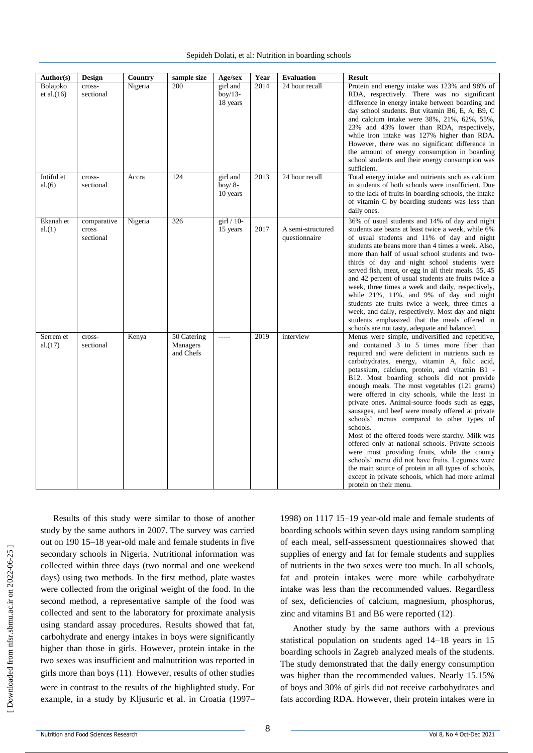| Author(s) | Design | Country | sample size | Age/sex | Year | Evaluation | Result |
|---|---|---|---|---|---|---|---|
| Bolajoko et al.(16) | cross-sectional | Nigeria | 200 | girl and boy/13-18 years | 2014 | 24 hour recall | Protein and energy intake was 123% and 98% of RDA, respectively. There was no significant difference in energy intake between boarding and day school students. But vitamin B6, E, A, B9, C and calcium intake were 38%, 21%, 62%, 55%, 23% and 43% lower than RDA, respectively, while iron intake was 127% higher than RDA. However, there was no significant difference in the amount of energy consumption in boarding school students and their energy consumption was sufficient. |
| Intiful et al.(6) | cross-sectional | Accra | 124 | girl and boy/ 8-10 years | 2013 | 24 hour recall | Total energy intake and nutrients such as calcium in students of both schools were insufficient. Due to the lack of fruits in boarding schools, the intake of vitamin C by boarding students was less than daily ones. |
| Ekanah et al.(1) | comparative cross sectional | Nigeria | 326 | girl / 10-15 years | 2017 | A semi-structured questionnaire | 36% of usual students and 14% of day and night students ate beans at least twice a week, while 6% of usual students and 11% of day and night students ate beans more than 4 times a week. Also, more than half of usual school students and two-thirds of day and night school students were served fish, meat, or egg in all their meals. 55, 45 and 42 percent of usual students ate fruits twice a week, three times a week and daily, respectively, while 21%, 11%, and 9% of day and night students ate fruits twice a week, three times a week, and daily, respectively. Most day and night students emphasized that the meals offered in schools are not tasty, adequate and balanced. |
| Serrem et al.(17) | cross-sectional | Kenya | 50 Catering Managers and Chefs | ----- | 2019 | interview | Menus were simple, undiversified and repetitive, and contained 3 to 5 times more fiber than required and were deficient in nutrients such as carbohydrates, energy, vitamin A, folic acid, potassium, calcium, protein, and vitamin B1 - B12. Most boarding schools did not provide enough meals. The most vegetables (121 grams) were offered in city schools, while the least in private ones. Animal-source foods such as eggs, sausages, and beef were mostly offered at private schools' menus compared to other types of schools. Most of the offered foods were starchy. Milk was offered only at national schools. Private schools were most providing fruits, while the county schools' menu did not have fruits. Legumes were the main source of protein in all types of schools, except in private schools, which had more animal protein on their menu. |

Results of this study were similar to those of another study by the same authors in 2007. The survey was carried out on 190 15–18 year-old male and female students in five secondary schools in Nigeria. Nutritional information was collected within three days (two normal and one weekend days) using two methods. In the first method, plate wastes were collected from the original weight of the food. In the second method, a representative sample of the food was collected and sent to the laboratory for proximate analysis using standard assay procedures. Results showed that fat, carbohydrate and energy intakes in boys were significantly higher than those in girls. However, protein intake in the two sexes was insufficient and malnutrition was reported in girls more than boys (11). However, results of other studies were in contrast to the results of the highlighted study. For example, in a study by Kljusuric et al. in Croatia (1997–1998) on 1117 15–19 year-old male and female students of boarding schools within seven days using random sampling of each meal, self-assessment questionnaires showed that supplies of energy and fat for female students and supplies of nutrients in the two sexes were too much. In all schools, fat and protein intakes were more while carbohydrate intake was less than the recommended values. Regardless of sex, deficiencies of calcium, magnesium, phosphorus, zinc and vitamins B1 and B6 were reported (12).

Another study by the same authors with a previous statistical population on students aged 14–18 years in 15 boarding schools in Zagreb analyzed meals of the students. The study demonstrated that the daily energy consumption was higher than the recommended values. Nearly 15.15% of boys and 30% of girls did not receive carbohydrates and fats according RDA. However, their protein intakes were in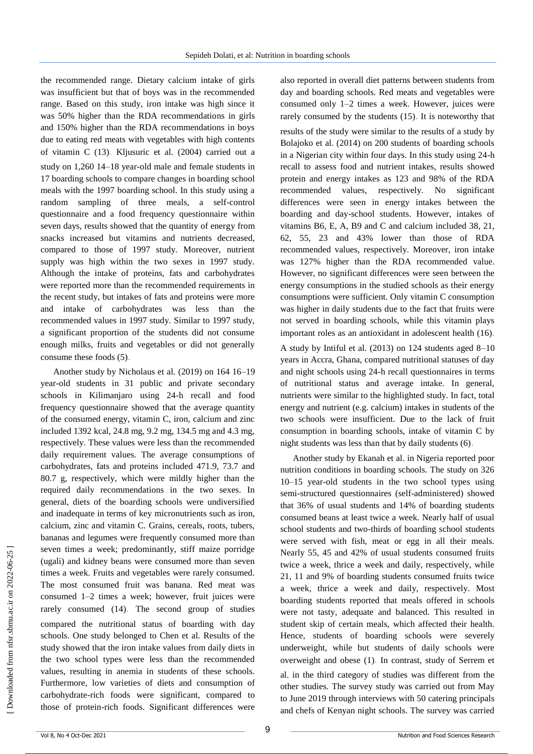the recommended range. Dietary calcium intake of girls was insufficient but that of boys was in the recommended range. Based on this study, iron intake was high since it was 50% higher than the RDA recommendations in girls and 150% higher than the RDA recommendations in boys due to eating red meats with vegetables with high contents of vitamin C (13). Kljusuric et al. (2004) carried out a study on 1,260 14–18 year-old male and female students in 17 boarding schools to compare changes in boarding school meals with the 1997 boarding school. In this study using a random sampling of three meals, a self-control questionnaire and a food frequency questionnaire within seven days, results showed that the quantity of energy from snacks increased but vitamins and nutrients decreased, compared to those of 1997 study. Moreover, nutrient supply was high within the two sexes in 1997 study. Although the intake of proteins, fats and carbohydrates were reported more than the recommended requirements in the recent study, but intakes of fats and proteins were more and intake of carbohydrates was less than the recommended values in 1997 study. Similar to 1997 study, a significant proportion of the students did not consume enough milks, fruits and vegetables or did not generally consume these foods (5).

Another study by Nicholaus et al. (2019) on 164 16–19 year-old students in 31 public and private secondary schools in Kilimanjaro using 24-h recall and food frequency questionnaire showed that the average quantity of the consumed energy, vitamin C, iron, calcium and zinc included 1392 kcal, 24.8 mg, 9.2 mg, 134.5 mg and 4.3 mg, respectively. These values were less than the recommended daily requirement values. The average consumptions of carbohydrates, fats and proteins included 471.9, 73.7 and 80.7 g, respectively, which were mildly higher than the required daily recommendations in the two sexes. In general, diets of the boarding schools were undiversified and inadequate in terms of key micronutrients such as iron, calcium, zinc and vitamin C. Grains, cereals, roots, tubers, bananas and legumes were frequently consumed more than seven times a week; predominantly, stiff maize porridge (ugali) and kidney beans were consumed more than seven times a week. Fruits and vegetables were rarely consumed. The most consumed fruit was banana. Red meat was consumed 1–2 times a week; however, fruit juices were rarely consumed (14). The second group of studies compared the nutritional status of boarding with day schools. One study belonged to Chen et al. Results of the study showed that the iron intake values from daily diets in the two school types were less than the recommended values, resulting in anemia in students of these schools. Furthermore, low varieties of diets and consumption of carbohydrate-rich foods were significant, compared to those of protein-rich foods. Significant differences were also reported in overall diet patterns between students from day and boarding schools. Red meats and vegetables were consumed only 1–2 times a week. However, juices were rarely consumed by the students (15). It is noteworthy that results of the study were similar to the results of a study by Bolajoko et al. (2014) on 200 students of boarding schools in a Nigerian city within four days. In this study using 24-h recall to assess food and nutrient intakes, results showed protein and energy intakes as 123 and 98% of the RDA recommended values, respectively. No significant differences were seen in energy intakes between the boarding and day-school students. However, intakes of vitamins B6, E, A, B9 and C and calcium included 38, 21, 62, 55, 23 and 43% lower than those of RDA recommended values, respectively. Moreover, iron intake was 127% higher than the RDA recommended value. However, no significant differences were seen between the energy consumptions in the studied schools as their energy consumptions were sufficient. Only vitamin C consumption was higher in daily students due to the fact that fruits were not served in boarding schools, while this vitamin plays important roles as an antioxidant in adolescent health (16).

A study by Intiful et al. (2013) on 124 students aged 8–10 years in Accra, Ghana, compared nutritional statuses of day and night schools using 24-h recall questionnaires in terms of nutritional status and average intake. In general, nutrients were similar to the highlighted study. In fact, total energy and nutrient (e.g. calcium) intakes in students of the two schools were insufficient. Due to the lack of fruit consumption in boarding schools, intake of vitamin C by night students was less than that by daily students (6).

Another study by Ekanah et al. in Nigeria reported poor nutrition conditions in boarding schools. The study on 326 10–15 year-old students in the two school types using semi-structured questionnaires (self-administered) showed that 36% of usual students and 14% of boarding students consumed beans at least twice a week. Nearly half of usual school students and two-thirds of boarding school students were served with fish, meat or egg in all their meals. Nearly 55, 45 and 42% of usual students consumed fruits twice a week, thrice a week and daily, respectively, while 21, 11 and 9% of boarding students consumed fruits twice a week, thrice a week and daily, respectively. Most boarding students reported that meals offered in schools were not tasty, adequate and balanced. This resulted in student skip of certain meals, which affected their health. Hence, students of boarding schools were severely underweight, while but students of daily schools were overweight and obese (1). In contrast, study of Serrem et al. in the third category of studies was different from the other studies. The survey study was carried out from May to June 2019 through interviews with 50 catering principals and chefs of Kenyan night schools. The survey was carried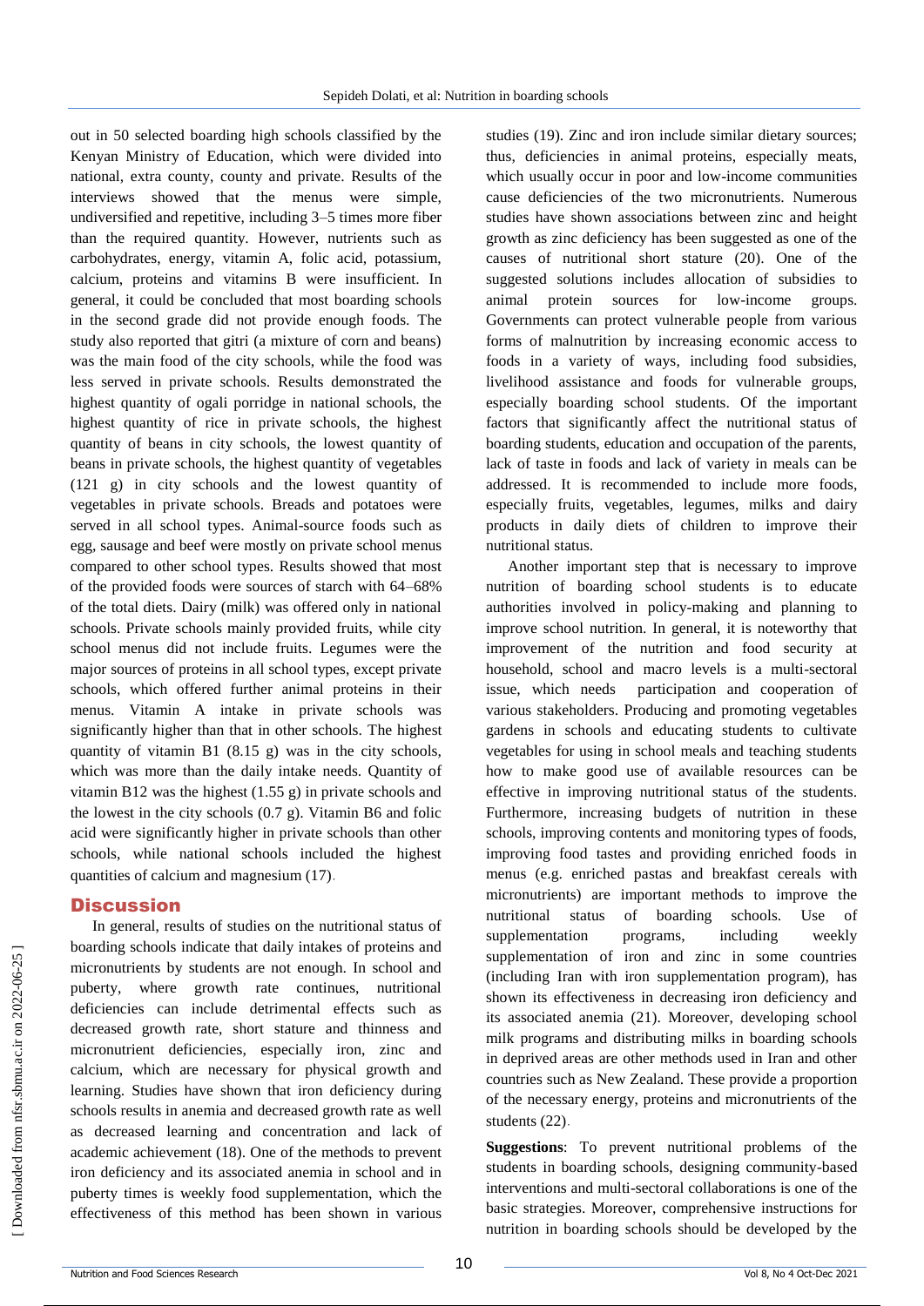out in 50 selected boarding high schools classified by the Kenyan Ministry of Education, which were divided into national, extra county, county and private. Results of the interviews showed that the menus were simple, undiversified and repetitive, including 3–5 times more fiber than the required quantity. However, nutrients such as carbohydrates, energy, vitamin A, folic acid, potassium, calcium, proteins and vitamins B were insufficient. In general, it could be concluded that most boarding schools in the second grade did not provide enough foods. The study also reported that gitri (a mixture of corn and beans) was the main food of the city schools, while the food was less served in private schools. Results demonstrated the highest quantity of ogali porridge in national schools, the highest quantity of rice in private schools, the highest quantity of beans in city schools, the lowest quantity of beans in private schools, the highest quantity of vegetables (121 g) in city schools and the lowest quantity of vegetables in private schools. Breads and potatoes were served in all school types. Animal-source foods such as egg, sausage and beef were mostly on private school menus compared to other school types. Results showed that most of the provided foods were sources of starch with 64–68% of the total diets. Dairy (milk) was offered only in national schools. Private schools mainly provided fruits, while city school menus did not include fruits. Legumes were the major sources of proteins in all school types, except private schools, which offered further animal proteins in their menus. Vitamin A intake in private schools was significantly higher than that in other schools. The highest quantity of vitamin B1 (8.15 g) was in the city schools, which was more than the daily intake needs. Quantity of vitamin B12 was the highest (1.55 g) in private schools and the lowest in the city schools (0.7 g). Vitamin B6 and folic acid were significantly higher in private schools than other schools, while national schools included the highest quantities of calcium and magnesium (17).

## Discussion

In general, results of studies on the nutritional status of boarding schools indicate that daily intakes of proteins and micronutrients by students are not enough. In school and puberty, where growth rate continues, nutritional deficiencies can include detrimental effects such as decreased growth rate, short stature and thinness and micronutrient deficiencies, especially iron, zinc and calcium, which are necessary for physical growth and learning. Studies have shown that iron deficiency during schools results in anemia and decreased growth rate as well as decreased learning and concentration and lack of academic achievement (18). One of the methods to prevent iron deficiency and its associated anemia in school and in puberty times is weekly food supplementation, which the effectiveness of this method has been shown in various studies (19). Zinc and iron include similar dietary sources; thus, deficiencies in animal proteins, especially meats, which usually occur in poor and low-income communities cause deficiencies of the two micronutrients. Numerous studies have shown associations between zinc and height growth as zinc deficiency has been suggested as one of the causes of nutritional short stature (20). One of the suggested solutions includes allocation of subsidies to animal protein sources for low-income groups. Governments can protect vulnerable people from various forms of malnutrition by increasing economic access to foods in a variety of ways, including food subsidies, livelihood assistance and foods for vulnerable groups, especially boarding school students. Of the important factors that significantly affect the nutritional status of boarding students, education and occupation of the parents, lack of taste in foods and lack of variety in meals can be addressed. It is recommended to include more foods, especially fruits, vegetables, legumes, milks and dairy products in daily diets of children to improve their nutritional status.

Another important step that is necessary to improve nutrition of boarding school students is to educate authorities involved in policy-making and planning to improve school nutrition. In general, it is noteworthy that improvement of the nutrition and food security at household, school and macro levels is a multi-sectoral issue, which needs participation and cooperation of various stakeholders. Producing and promoting vegetables gardens in schools and educating students to cultivate vegetables for using in school meals and teaching students how to make good use of available resources can be effective in improving nutritional status of the students. Furthermore, increasing budgets of nutrition in these schools, improving contents and monitoring types of foods, improving food tastes and providing enriched foods in menus (e.g. enriched pastas and breakfast cereals with micronutrients) are important methods to improve the nutritional status of boarding schools. Use of supplementation programs, including weekly supplementation of iron and zinc in some countries (including Iran with iron supplementation program), has shown its effectiveness in decreasing iron deficiency and its associated anemia (21). Moreover, developing school milk programs and distributing milks in boarding schools in deprived areas are other methods used in Iran and other countries such as New Zealand. These provide a proportion of the necessary energy, proteins and micronutrients of the students (22).

**Suggestions**: To prevent nutritional problems of the students in boarding schools, designing community-based interventions and multi-sectoral collaborations is one of the basic strategies. Moreover, comprehensive instructions for nutrition in boarding schools should be developed by the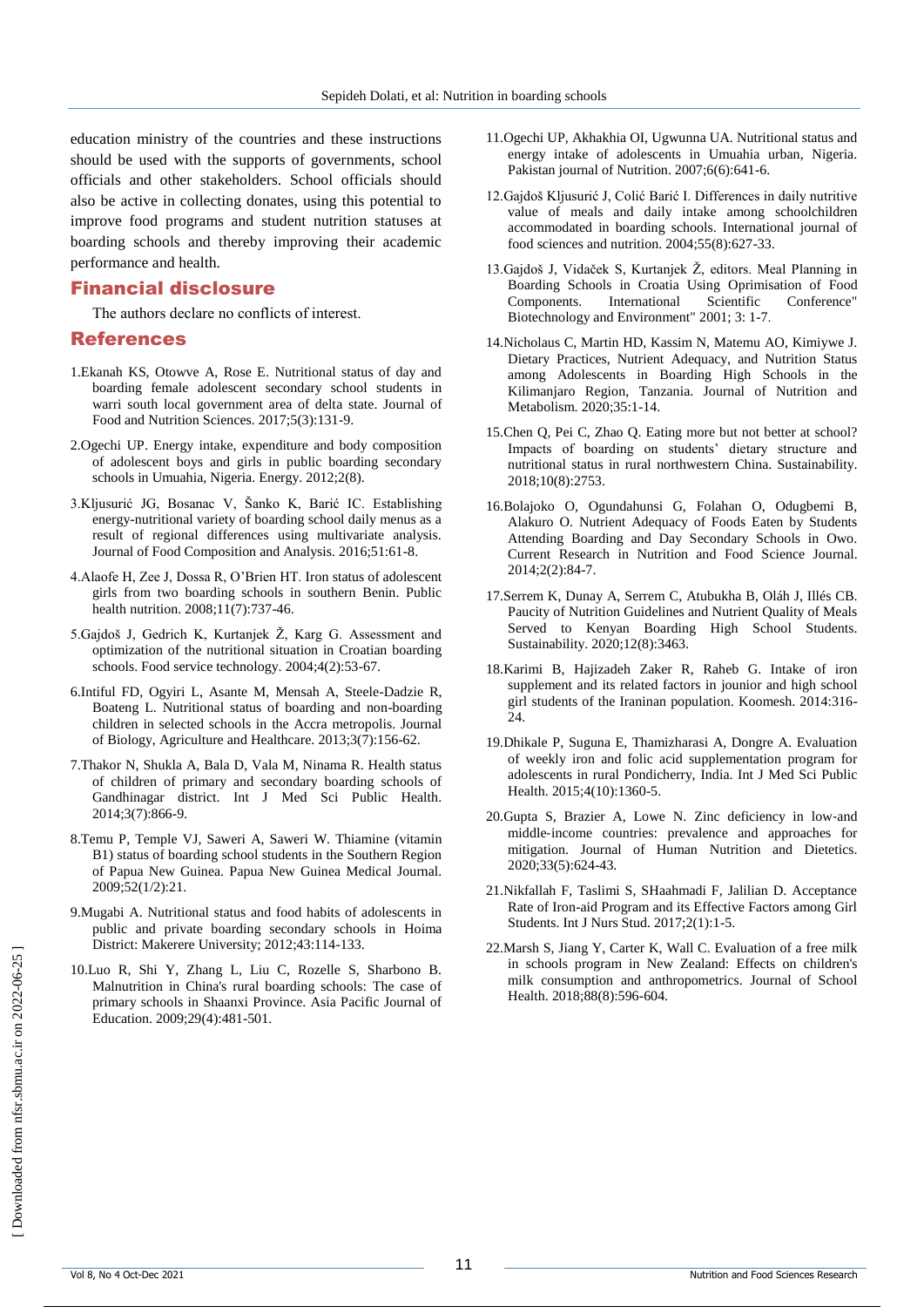education ministry of the countries and these instructions should be used with the supports of governments, school officials and other stakeholders. School officials should also be active in collecting donates, using this potential to improve food programs and student nutrition statuses at boarding schools and thereby improving their academic performance and health.

## Financial disclosure

The authors declare no conflicts of interest.

## References

1. Ekanah KS, Otowve A, Rose E. Nutritional status of day and boarding female adolescent secondary school students in warri south local government area of delta state. Journal of Food and Nutrition Sciences. 2017;5(3):131-9.
2. Ogechi UP. Energy intake, expenditure and body composition of adolescent boys and girls in public boarding secondary schools in Umuahia, Nigeria. Energy. 2012;2(8).
3. Kljusurić JG, Bosanac V, Šanko K, Barić IC. Establishing energy-nutritional variety of boarding school daily menus as a result of regional differences using multivariate analysis. Journal of Food Composition and Analysis. 2016;51:61-8.
4. Alaofe H, Zee J, Dossa R, O'Brien HT. Iron status of adolescent girls from two boarding schools in southern Benin. Public health nutrition. 2008;11(7):737-46.
5. Gajdoš J, Gedrich K, Kurtanjek Ž, Karg G. Assessment and optimization of the nutritional situation in Croatian boarding schools. Food service technology. 2004;4(2):53-67.
6. Intiful FD, Ogyiri L, Asante M, Mensah A, Steele-Dadzie R, Boateng L. Nutritional status of boarding and non-boarding children in selected schools in the Accra metropolis. Journal of Biology, Agriculture and Healthcare. 2013;3(7):156-62.
7. Thakor N, Shukla A, Bala D, Vala M, Ninama R. Health status of children of primary and secondary boarding schools of Gandhinagar district. Int J Med Sci Public Health. 2014;3(7):866-9.
8. Temu P, Temple VJ, Saweri A, Saweri W. Thiamine (vitamin B1) status of boarding school students in the Southern Region of Papua New Guinea. Papua New Guinea Medical Journal. 2009;52(1/2):21.
9. Mugabi A. Nutritional status and food habits of adolescents in public and private boarding secondary schools in Hoima District: Makerere University; 2012;43:114-133.
10. Luo R, Shi Y, Zhang L, Liu C, Rozelle S, Sharbono B. Malnutrition in China's rural boarding schools: The case of primary schools in Shaanxi Province. Asia Pacific Journal of Education. 2009;29(4):481-501.
11. Ogechi UP, Akhakhia OI, Ugwunna UA. Nutritional status and energy intake of adolescents in Umuahia urban, Nigeria. Pakistan journal of Nutrition. 2007;6(6):641-6.
12. Gajdoš Kljusurić J, Colić Barić I. Differences in daily nutritive value of meals and daily intake among schoolchildren accommodated in boarding schools. International journal of food sciences and nutrition. 2004;55(8):627-33.
13. Gajdoš J, Vidaček S, Kurtanjek Ž, editors. Meal Planning in Boarding Schools in Croatia Using Oprimisation of Food Components. International Scientific Conference" Biotechnology and Environment" 2001; 3: 1-7.
14. Nicholaus C, Martin HD, Kassim N, Matemu AO, Kimiywe J. Dietary Practices, Nutrient Adequacy, and Nutrition Status among Adolescents in Boarding High Schools in the Kilimanjaro Region, Tanzania. Journal of Nutrition and Metabolism. 2020;35:1-14.
15. Chen Q, Pei C, Zhao Q. Eating more but not better at school? Impacts of boarding on students' dietary structure and nutritional status in rural northwestern China. Sustainability. 2018;10(8):2753.
16. Bolajoko O, Ogundahunsi G, Folahan O, Odugbemi B, Alakuro O. Nutrient Adequacy of Foods Eaten by Students Attending Boarding and Day Secondary Schools in Owo. Current Research in Nutrition and Food Science Journal. 2014;2(2):84-7.
17. Serrem K, Dunay A, Serrem C, Atubukha B, Oláh J, Illés CB. Paucity of Nutrition Guidelines and Nutrient Quality of Meals Served to Kenyan Boarding High School Students. Sustainability. 2020;12(8):3463.
18. Karimi B, Hajizadeh Zaker R, Raheb G. Intake of iron supplement and its related factors in jounior and high school girl students of the Iraninan population. Koomesh. 2014:316-24.
19. Dhikale P, Suguna E, Thamizharasi A, Dongre A. Evaluation of weekly iron and folic acid supplementation program for adolescents in rural Pondicherry, India. Int J Med Sci Public Health. 2015;4(10):1360-5.
20. Gupta S, Brazier A, Lowe N. Zinc deficiency in low-and middle-income countries: prevalence and approaches for mitigation. Journal of Human Nutrition and Dietetics. 2020;33(5):624-43.
21. Nikfallah F, Taslimi S, SHaahmadi F, Jalilian D. Acceptance Rate of Iron-aid Program and its Effective Factors among Girl Students. Int J Nurs Stud. 2017;2(1):1-5.
22. Marsh S, Jiang Y, Carter K, Wall C. Evaluation of a free milk in schools program in New Zealand: Effects on children's milk consumption and anthropometrics. Journal of School Health. 2018;88(8):596-604.